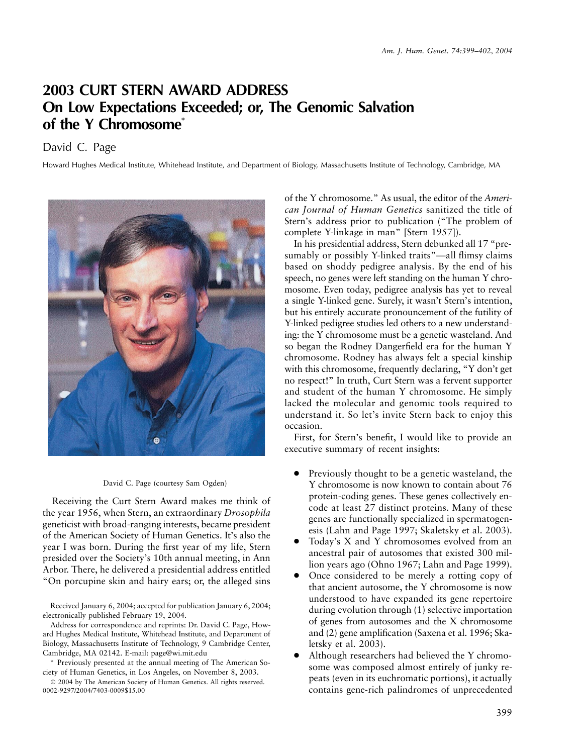# 2003 CURT STERN AWARD ADDRESS
# On Low Expectations Exceeded; or, The Genomic Salvation of the Y Chromosome*

David C. Page

Howard Hughes Medical Institute, Whitehead Institute, and Department of Biology, Massachusetts Institute of Technology, Cambridge, MA

David C. Page (courtesy Sam Ogden)

Receiving the Curt Stern Award makes me think of the year 1956, when Stern, an extraordinary *Drosophila* geneticist with broad-ranging interests, became president of the American Society of Human Genetics. It's also the year I was born. During the first year of my life, Stern presided over the Society's 10th annual meeting, in Ann Arbor. There, he delivered a presidential address entitled "On porcupine skin and hairy ears; or, the alleged sins of the Y chromosome." As usual, the editor of the *American Journal of Human Genetics* sanitized the title of Stern's address prior to publication ("The problem of complete Y-linkage in man" [Stern 1957]).

In his presidential address, Stern debunked all 17 "presumably or possibly Y-linked traits"—all flimsy claims based on shoddy pedigree analysis. By the end of his speech, no genes were left standing on the human Y chromosome. Even today, pedigree analysis has yet to reveal a single Y-linked gene. Surely, it wasn't Stern's intention, but his entirely accurate pronouncement of the futility of Y-linked pedigree studies led others to a new understanding: the Y chromosome must be a genetic wasteland. And so began the Rodney Dangerfield era for the human Y chromosome. Rodney has always felt a special kinship with this chromosome, frequently declaring, "Y don't get no respect!" In truth, Curt Stern was a fervent supporter and student of the human Y chromosome. He simply lacked the molecular and genomic tools required to understand it. So let's invite Stern back to enjoy this occasion.

First, for Stern's benefit, I would like to provide an executive summary of recent insights:

- Previously thought to be a genetic wasteland, the Y chromosome is now known to contain about 76 protein-coding genes. These genes collectively encode at least 27 distinct proteins. Many of these genes are functionally specialized in spermatogenesis (Lahn and Page 1997; Skaletsky et al. 2003).
- Today's X and Y chromosomes evolved from an ancestral pair of autosomes that existed 300 million years ago (Ohno 1967; Lahn and Page 1999).
- Once considered to be merely a rotting copy of that ancient autosome, the Y chromosome is now understood to have expanded its gene repertoire during evolution through (1) selective importation of genes from autosomes and the X chromosome and (2) gene amplification (Saxena et al. 1996; Skaletsky et al. 2003).
- Although researchers had believed the Y chromosome was composed almost entirely of junky repeats (even in its euchromatic portions), it actually contains gene-rich palindromes of unprecedented

Received January 6, 2004; accepted for publication January 6, 2004; electronically published February 19, 2004.

Address for correspondence and reprints: Dr. David C. Page, Howard Hughes Medical Institute, Whitehead Institute, and Department of Biology, Massachusetts Institute of Technology, 9 Cambridge Center, Cambridge, MA 02142. E-mail: page@wi.mit.edu

\* Previously presented at the annual meeting of The American Society of Human Genetics, in Los Angeles, on November 8, 2003.

© 2004 by The American Society of Human Genetics. All rights reserved. 0002-9297/2004/7403-0009$15.00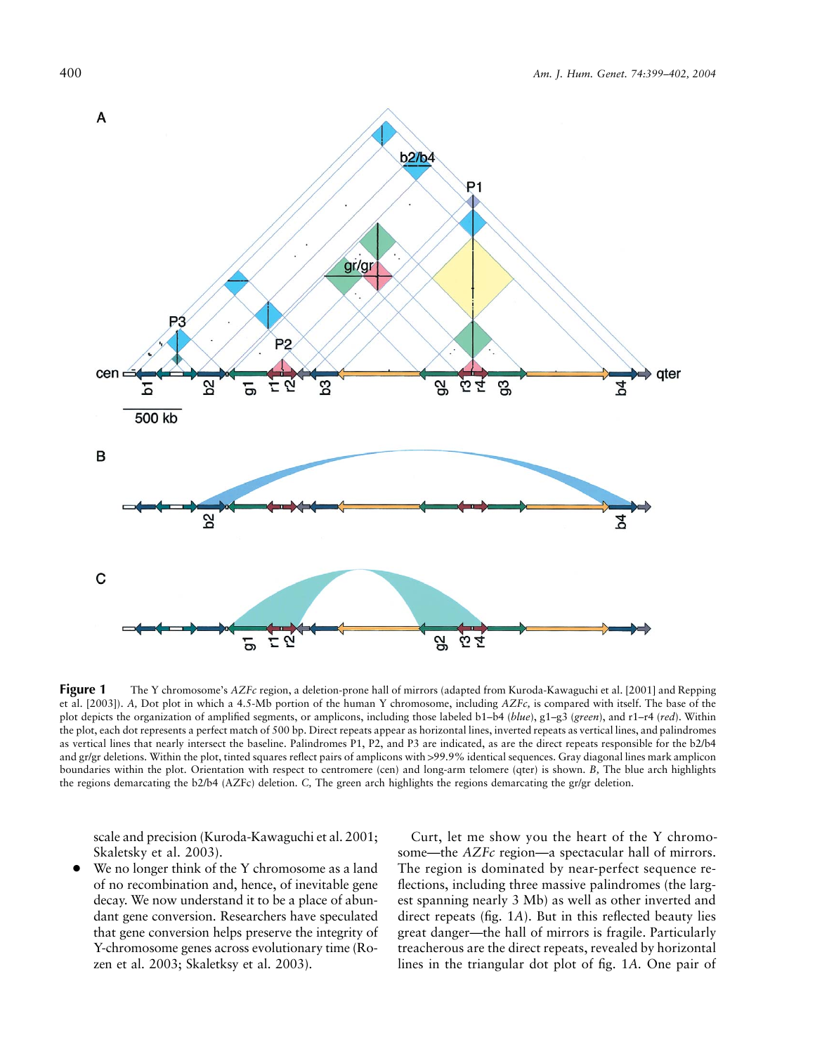**Figure 1** The Y chromosome's *AZFc* region, a deletion-prone hall of mirrors (adapted from Kuroda-Kawaguchi et al. [2001] and Repping et al. [2003]). *A,* Dot plot in which a 4.5-Mb portion of the human Y chromosome, including *AZFc,* is compared with itself. The base of the plot depicts the organization of amplified segments, or amplicons, including those labeled b1–b4 (*blue*), g1–g3 (*green*), and r1–r4 (*red*). Within the plot, each dot represents a perfect match of 500 bp. Direct repeats appear as horizontal lines, inverted repeats as vertical lines, and palindromes as vertical lines that nearly intersect the baseline. Palindromes P1, P2, and P3 are indicated, as are the direct repeats responsible for the b2/b4 and gr/gr deletions. Within the plot, tinted squares reflect pairs of amplicons with >99.9% identical sequences. Gray diagonal lines mark amplicon boundaries within the plot. Orientation with respect to centromere (cen) and long-arm telomere (qter) is shown. *B,* The blue arch highlights the regions demarcating the b2/b4 (AZFc) deletion. *C,* The green arch highlights the regions demarcating the gr/gr deletion.

scale and precision (Kuroda-Kawaguchi et al. 2001; Skaletsky et al. 2003).

- We no longer think of the Y chromosome as a land of no recombination and, hence, of inevitable gene decay. We now understand it to be a place of abundant gene conversion. Researchers have speculated that gene conversion helps preserve the integrity of Y-chromosome genes across evolutionary time (Rozen et al. 2003; Skaletsky et al. 2003).

Curt, let me show you the heart of the Y chromosome—the *AZFc* region—a spectacular hall of mirrors. The region is dominated by near-perfect sequence reflections, including three massive palindromes (the largest spanning nearly 3 Mb) as well as other inverted and direct repeats (fig. 1*A*). But in this reflected beauty lies great danger—the hall of mirrors is fragile. Particularly treacherous are the direct repeats, revealed by horizontal lines in the triangular dot plot of fig. 1*A*. One pair of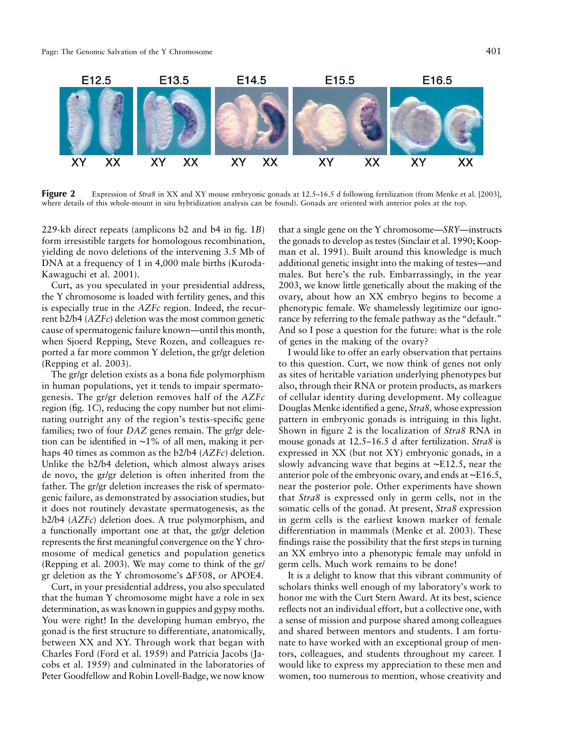**Figure 2** Expression of *Stra8* in XX and XY mouse embryonic gonads at 12.5–16.5 d following fertilization (from Menke et al. [2003], where details of this whole-mount in situ hybridization analysis can be found). Gonads are oriented with anterior poles at the top.

229-kb direct repeats (amplicons b2 and b4 in fig. 1*B*) form irresistible targets for homologous recombination, yielding de novo deletions of the intervening 3.5 Mb of DNA at a frequency of 1 in 4,000 male births (Kuroda-Kawaguchi et al. 2001).

Curt, as you speculated in your presidential address, the Y chromosome is loaded with fertility genes, and this is especially true in the *AZFc* region. Indeed, the recurrent b2/b4 (*AZFc*) deletion was the most common genetic cause of spermatogenic failure known—until this month, when Sjoerd Repping, Steve Rozen, and colleagues reported a far more common Y deletion, the gr/gr deletion (Repping et al. 2003).

The gr/gr deletion exists as a bona fide polymorphism in human populations, yet it tends to impair spermatogenesis. The gr/gr deletion removes half of the *AZFc* region (fig. 1*C*), reducing the copy number but not eliminating outright any of the region's testis-specific gene families; two of four *DAZ* genes remain. The gr/gr deletion can be identified in ~1% of all men, making it perhaps 40 times as common as the b2/b4 (*AZFc*) deletion. Unlike the b2/b4 deletion, which almost always arises de novo, the gr/gr deletion is often inherited from the father. The gr/gr deletion increases the risk of spermatogenic failure, as demonstrated by association studies, but it does not routinely devastate spermatogenesis, as the b2/b4 (*AZFc*) deletion does. A true polymorphism, and a functionally important one at that, the gr/gr deletion represents the first meaningful convergence on the Y chromosome of medical genetics and population genetics (Repping et al. 2003). We may come to think of the gr/gr deletion as the Y chromosome's ΔF508, or APOE4.

Curt, in your presidential address, you also speculated that the human Y chromosome might have a role in sex determination, as was known in guppies and gypsy moths. You were right! In the developing human embryo, the gonad is the first structure to differentiate, anatomically, between XX and XY. Through work that began with Charles Ford (Ford et al. 1959) and Patricia Jacobs (Jacobs et al. 1959) and culminated in the laboratories of Peter Goodfellow and Robin Lovell-Badge, we now know that a single gene on the Y chromosome—*SRY*—instructs the gonads to develop as testes (Sinclair et al. 1990; Koopman et al. 1991). Built around this knowledge is much additional genetic insight into the making of testes—and males. But here's the rub. Embarrassingly, in the year 2003, we know little genetically about the making of the ovary, about how an XX embryo begins to become a phenotypic female. We shamelessly legitimize our ignorance by referring to the female pathway as the "default." And so I pose a question for the future: what is the role of genes in the making of the ovary?

I would like to offer an early observation that pertains to this question. Curt, we now think of genes not only as sites of heritable variation underlying phenotypes but also, through their RNA or protein products, as markers of cellular identity during development. My colleague Douglas Menke identified a gene, *Stra8,* whose expression pattern in embryonic gonads is intriguing in this light. Shown in figure 2 is the localization of *Stra8* RNA in mouse gonads at 12.5–16.5 d after fertilization. *Stra8* is expressed in XX (but not XY) embryonic gonads, in a slowly advancing wave that begins at ~E12.5, near the anterior pole of the embryonic ovary, and ends at ~E16.5, near the posterior pole. Other experiments have shown that *Stra8* is expressed only in germ cells, not in the somatic cells of the gonad. At present, *Stra8* expression in germ cells is the earliest known marker of female differentiation in mammals (Menke et al. 2003). These findings raise the possibility that the first steps in turning an XX embryo into a phenotypic female may unfold in germ cells. Much work remains to be done!

It is a delight to know that this vibrant community of scholars thinks well enough of my laboratory's work to honor me with the Curt Stern Award. At its best, science reflects not an individual effort, but a collective one, with a sense of mission and purpose shared among colleagues and shared between mentors and students. I am fortunate to have worked with an exceptional group of mentors, colleagues, and students throughout my career. I would like to express my appreciation to these men and women, too numerous to mention, whose creativity and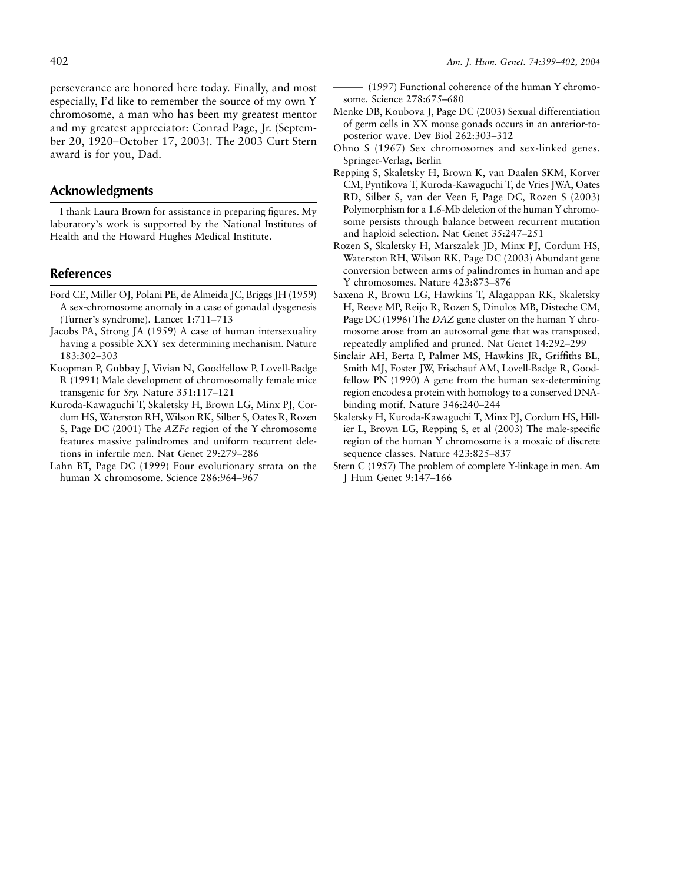perseverance are honored here today. Finally, and most especially, I'd like to remember the source of my own Y chromosome, a man who has been my greatest mentor and my greatest appreciator: Conrad Page, Jr. (September 20, 1920–October 17, 2003). The 2003 Curt Stern award is for you, Dad.

## Acknowledgments

I thank Laura Brown for assistance in preparing figures. My laboratory's work is supported by the National Institutes of Health and the Howard Hughes Medical Institute.

## References

Ford CE, Miller OJ, Polani PE, de Almeida JC, Briggs JH (1959) A sex-chromosome anomaly in a case of gonadal dysgenesis (Turner's syndrome). Lancet 1:711–713

Jacobs PA, Strong JA (1959) A case of human intersexuality having a possible XXY sex determining mechanism. Nature 183:302–303

Koopman P, Gubbay J, Vivian N, Goodfellow P, Lovell-Badge R (1991) Male development of chromosomally female mice transgenic for *Sry.* Nature 351:117–121

Kuroda-Kawaguchi T, Skaletsky H, Brown LG, Minx PJ, Cordum HS, Waterston RH, Wilson RK, Silber S, Oates R, Rozen S, Page DC (2001) The *AZFc* region of the Y chromosome features massive palindromes and uniform recurrent deletions in infertile men. Nat Genet 29:279–286

Lahn BT, Page DC (1999) Four evolutionary strata on the human X chromosome. Science 286:964–967

——— (1997) Functional coherence of the human Y chromosome. Science 278:675–680

Menke DB, Koubova J, Page DC (2003) Sexual differentiation of germ cells in XX mouse gonads occurs in an anterior-to-posterior wave. Dev Biol 262:303–312

Ohno S (1967) Sex chromosomes and sex-linked genes. Springer-Verlag, Berlin

Repping S, Skaletsky H, Brown K, van Daalen SKM, Korver CM, Pyntikova T, Kuroda-Kawaguchi T, de Vries JWA, Oates RD, Silber S, van der Veen F, Page DC, Rozen S (2003) Polymorphism for a 1.6-Mb deletion of the human Y chromosome persists through balance between recurrent mutation and haploid selection. Nat Genet 35:247–251

Rozen S, Skaletsky H, Marszalek JD, Minx PJ, Cordum HS, Waterston RH, Wilson RK, Page DC (2003) Abundant gene conversion between arms of palindromes in human and ape Y chromosomes. Nature 423:873–876

Saxena R, Brown LG, Hawkins T, Alagappan RK, Skaletsky H, Reeve MP, Reijo R, Rozen S, Dinulos MB, Disteche CM, Page DC (1996) The *DAZ* gene cluster on the human Y chromosome arose from an autosomal gene that was transposed, repeatedly amplified and pruned. Nat Genet 14:292–299

Sinclair AH, Berta P, Palmer MS, Hawkins JR, Griffiths BL, Smith MJ, Foster JW, Frischauf AM, Lovell-Badge R, Goodfellow PN (1990) A gene from the human sex-determining region encodes a protein with homology to a conserved DNA-binding motif. Nature 346:240–244

Skaletsky H, Kuroda-Kawaguchi T, Minx PJ, Cordum HS, Hillier L, Brown LG, Repping S, et al (2003) The male-specific region of the human Y chromosome is a mosaic of discrete sequence classes. Nature 423:825–837

Stern C (1957) The problem of complete Y-linkage in men. Am J Hum Genet 9:147–166